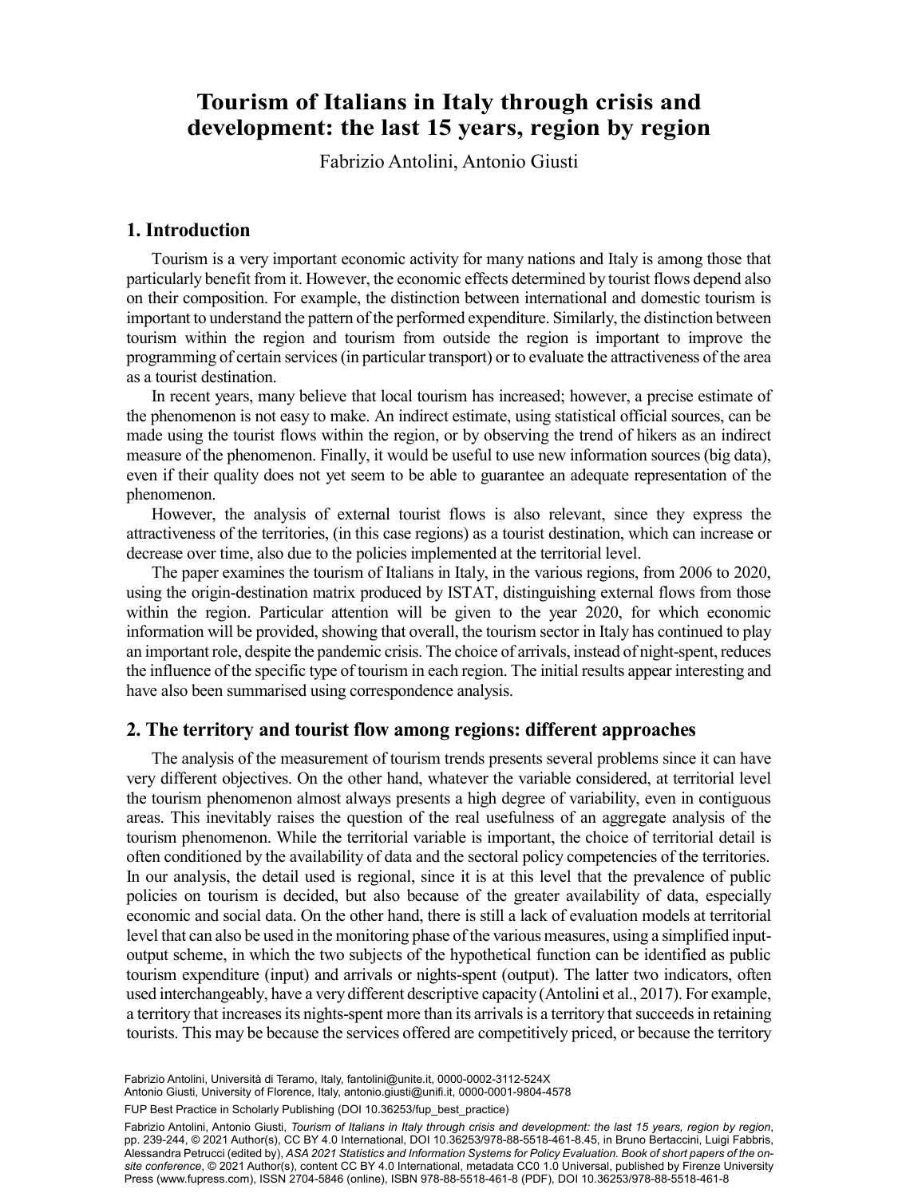# Tourism of Italians in Italy through crisis and development: the last 15 years, region by region

Fabrizio Antolini, Antonio Giusti

## 1. Introduction

Tourism is a very important economic activity for many nations and Italy is among those that particularly benefit from it. However, the economic effects determined by tourist flows depend also on their composition. For example, the distinction between international and domestic tourism is important to understand the pattern of the performed expenditure. Similarly, the distinction between tourism within the region and tourism from outside the region is important to improve the programming of certain services (in particular transport) or to evaluate the attractiveness of the area as a tourist destination.

In recent years, many believe that local tourism has increased; however, a precise estimate of the phenomenon is not easy to make. An indirect estimate, using statistical official sources, can be made using the tourist flows within the region, or by observing the trend of hikers as an indirect measure of the phenomenon. Finally, it would be useful to use new information sources (big data), even if their quality does not yet seem to be able to guarantee an adequate representation of the phenomenon.

However, the analysis of external tourist flows is also relevant, since they express the attractiveness of the territories, (in this case regions) as a tourist destination, which can increase or decrease over time, also due to the policies implemented at the territorial level.

The paper examines the tourism of Italians in Italy, in the various regions, from 2006 to 2020, using the origin-destination matrix produced by ISTAT, distinguishing external flows from those within the region. Particular attention will be given to the year 2020, for which economic information will be provided, showing that overall, the tourism sector in Italy has continued to play an important role, despite the pandemic crisis. The choice of arrivals, instead of night-spent, reduces the influence of the specific type of tourism in each region. The initial results appear interesting and have also been summarised using correspondence analysis.

## 2. The territory and tourist flow among regions: different approaches

The analysis of the measurement of tourism trends presents several problems since it can have very different objectives. On the other hand, whatever the variable considered, at territorial level the tourism phenomenon almost always presents a high degree of variability, even in contiguous areas. This inevitably raises the question of the real usefulness of an aggregate analysis of the tourism phenomenon. While the territorial variable is important, the choice of territorial detail is often conditioned by the availability of data and the sectoral policy competencies of the territories. In our analysis, the detail used is regional, since it is at this level that the prevalence of public policies on tourism is decided, but also because of the greater availability of data, especially economic and social data. On the other hand, there is still a lack of evaluation models at territorial level that can also be used in the monitoring phase of the various measures, using a simplified input-output scheme, in which the two subjects of the hypothetical function can be identified as public tourism expenditure (input) and arrivals or nights-spent (output). The latter two indicators, often used interchangeably, have a very different descriptive capacity (Antolini et al., 2017). For example, a territory that increases its nights-spent more than its arrivals is a territory that succeeds in retaining tourists. This may be because the services offered are competitively priced, or because the territory

Fabrizio Antolini, Università di Teramo, Italy, fantolini@unite.it, 0000-0002-3112-524X
Antonio Giusti, University of Florence, Italy, antonio.giusti@unifi.it, 0000-0001-9804-4578

FUP Best Practice in Scholarly Publishing (DOI 10.36253/fup_best_practice)

Fabrizio Antolini, Antonio Giusti, *Tourism of Italians in Italy through crisis and development: the last 15 years, region by region*, pp. 239-244, © 2021 Author(s), CC BY 4.0 International, DOI 10.36253/978-88-5518-461-8.45, in Bruno Bertaccini, Luigi Fabbris, Alessandra Petrucci (edited by), *ASA 2021 Statistics and Information Systems for Policy Evaluation. Book of short papers of the on-site conference*, © 2021 Author(s), content CC BY 4.0 International, metadata CC0 1.0 Universal, published by Firenze University Press (www.fupress.com), ISSN 2704-5846 (online), ISBN 978-88-5518-461-8 (PDF), DOI 10.36253/978-88-5518-461-8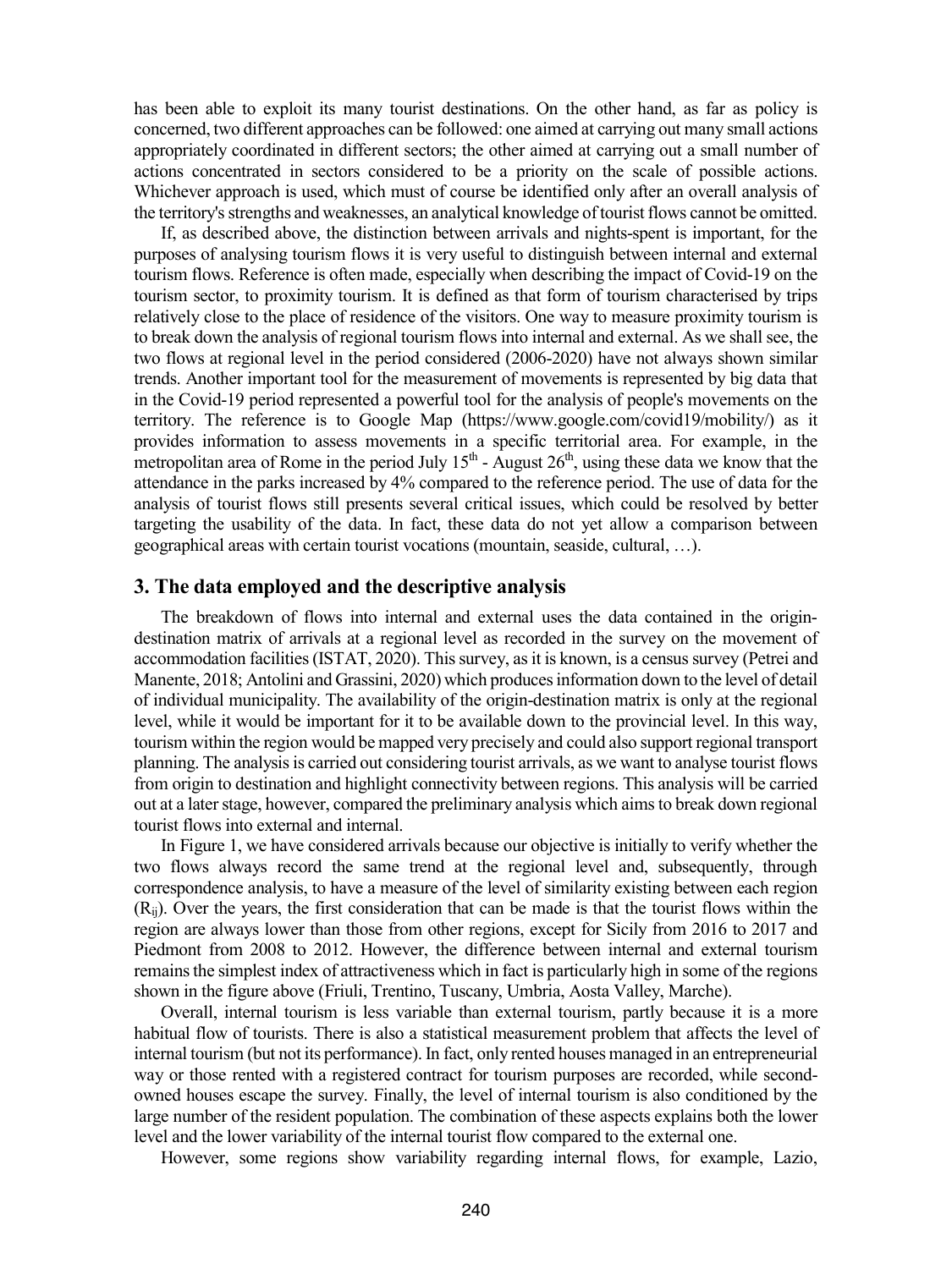has been able to exploit its many tourist destinations. On the other hand, as far as policy is concerned, two different approaches can be followed: one aimed at carrying out many small actions appropriately coordinated in different sectors; the other aimed at carrying out a small number of actions concentrated in sectors considered to be a priority on the scale of possible actions. Whichever approach is used, which must of course be identified only after an overall analysis of the territory's strengths and weaknesses, an analytical knowledge of tourist flows cannot be omitted.

If, as described above, the distinction between arrivals and nights-spent is important, for the purposes of analysing tourism flows it is very useful to distinguish between internal and external tourism flows. Reference is often made, especially when describing the impact of Covid-19 on the tourism sector, to proximity tourism. It is defined as that form of tourism characterised by trips relatively close to the place of residence of the visitors. One way to measure proximity tourism is to break down the analysis of regional tourism flows into internal and external. As we shall see, the two flows at regional level in the period considered (2006-2020) have not always shown similar trends. Another important tool for the measurement of movements is represented by big data that in the Covid-19 period represented a powerful tool for the analysis of people's movements on the territory. The reference is to Google Map (https://www.google.com/covid19/mobility/) as it provides information to assess movements in a specific territorial area. For example, in the metropolitan area of Rome in the period July 15$^{th}$ - August 26$^{th}$, using these data we know that the attendance in the parks increased by 4% compared to the reference period. The use of data for the analysis of tourist flows still presents several critical issues, which could be resolved by better targeting the usability of the data. In fact, these data do not yet allow a comparison between geographical areas with certain tourist vocations (mountain, seaside, cultural, …).

## 3. The data employed and the descriptive analysis

The breakdown of flows into internal and external uses the data contained in the origin-destination matrix of arrivals at a regional level as recorded in the survey on the movement of accommodation facilities (ISTAT, 2020). This survey, as it is known, is a census survey (Petrei and Manente, 2018; Antolini and Grassini, 2020) which produces information down to the level of detail of individual municipality. The availability of the origin-destination matrix is only at the regional level, while it would be important for it to be available down to the provincial level. In this way, tourism within the region would be mapped very precisely and could also support regional transport planning. The analysis is carried out considering tourist arrivals, as we want to analyse tourist flows from origin to destination and highlight connectivity between regions. This analysis will be carried out at a later stage, however, compared the preliminary analysis which aims to break down regional tourist flows into external and internal.

In Figure 1, we have considered arrivals because our objective is initially to verify whether the two flows always record the same trend at the regional level and, subsequently, through correspondence analysis, to have a measure of the level of similarity existing between each region ($R_{ij}$). Over the years, the first consideration that can be made is that the tourist flows within the region are always lower than those from other regions, except for Sicily from 2016 to 2017 and Piedmont from 2008 to 2012. However, the difference between internal and external tourism remains the simplest index of attractiveness which in fact is particularly high in some of the regions shown in the figure above (Friuli, Trentino, Tuscany, Umbria, Aosta Valley, Marche).

Overall, internal tourism is less variable than external tourism, partly because it is a more habitual flow of tourists. There is also a statistical measurement problem that affects the level of internal tourism (but not its performance). In fact, only rented houses managed in an entrepreneurial way or those rented with a registered contract for tourism purposes are recorded, while second-owned houses escape the survey. Finally, the level of internal tourism is also conditioned by the large number of the resident population. The combination of these aspects explains both the lower level and the lower variability of the internal tourist flow compared to the external one.

However, some regions show variability regarding internal flows, for example, Lazio,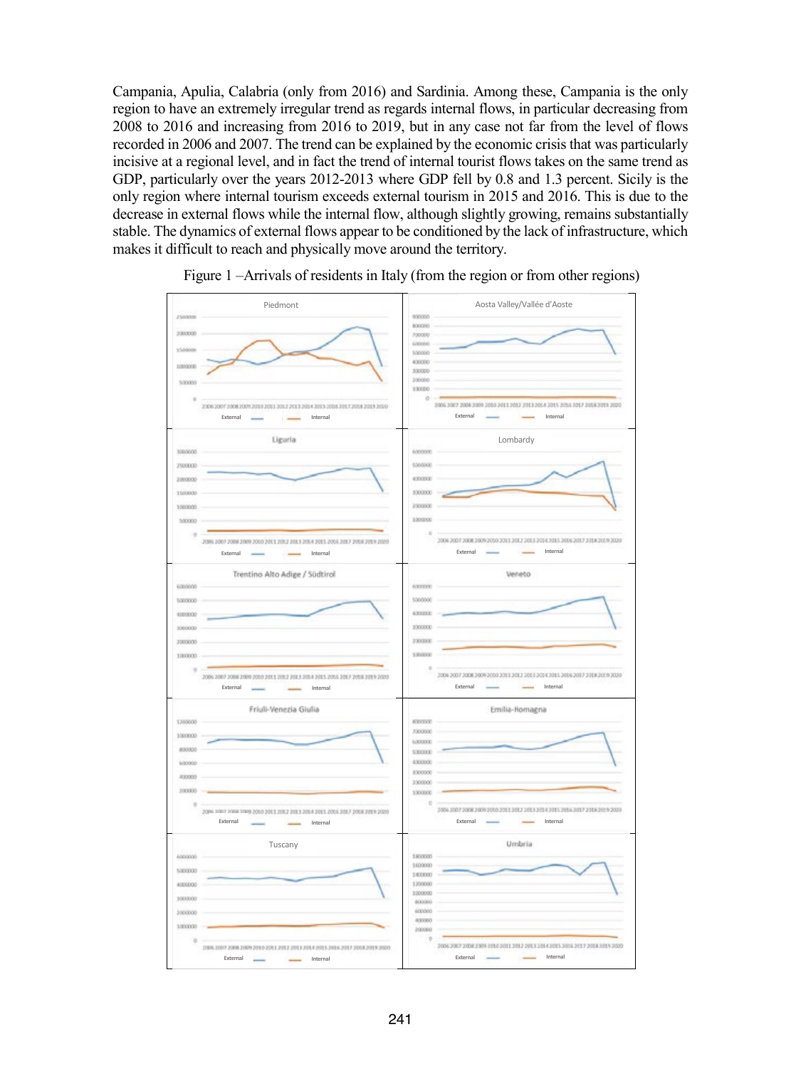Campania, Apulia, Calabria (only from 2016) and Sardinia. Among these, Campania is the only region to have an extremely irregular trend as regards internal flows, in particular decreasing from 2008 to 2016 and increasing from 2016 to 2019, but in any case not far from the level of flows recorded in 2006 and 2007. The trend can be explained by the economic crisis that was particularly incisive at a regional level, and in fact the trend of internal tourist flows takes on the same trend as GDP, particularly over the years 2012-2013 where GDP fell by 0.8 and 1.3 percent. Sicily is the only region where internal tourism exceeds external tourism in 2015 and 2016. This is due to the decrease in external flows while the internal flow, although slightly growing, remains substantially stable. The dynamics of external flows appear to be conditioned by the lack of infrastructure, which makes it difficult to reach and physically move around the territory.

Figure 1 –Arrivals of residents in Italy (from the region or from other regions)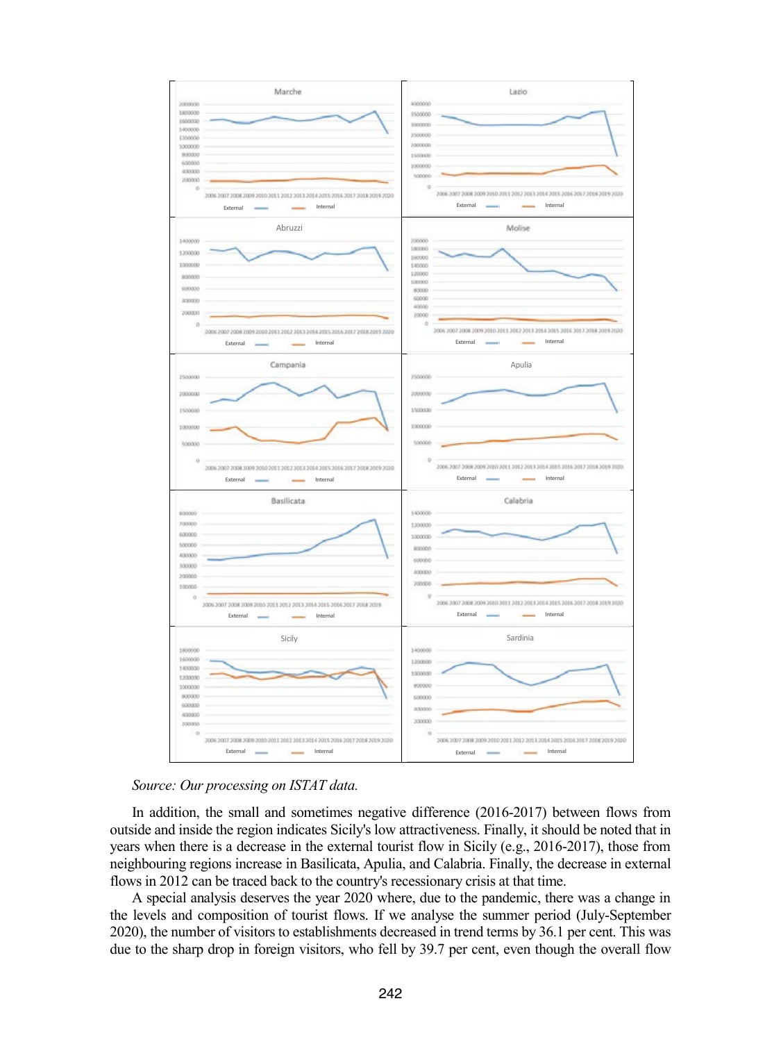Source: Our processing on ISTAT data.

In addition, the small and sometimes negative difference (2016-2017) between flows from outside and inside the region indicates Sicily's low attractiveness. Finally, it should be noted that in years when there is a decrease in the external tourist flow in Sicily (e.g., 2016-2017), those from neighbouring regions increase in Basilicata, Apulia, and Calabria. Finally, the decrease in external flows in 2012 can be traced back to the country's recessionary crisis at that time.

A special analysis deserves the year 2020 where, due to the pandemic, there was a change in the levels and composition of tourist flows. If we analyse the summer period (July-September 2020), the number of visitors to establishments decreased in trend terms by 36.1 per cent. This was due to the sharp drop in foreign visitors, who fell by 39.7 per cent, even though the overall flow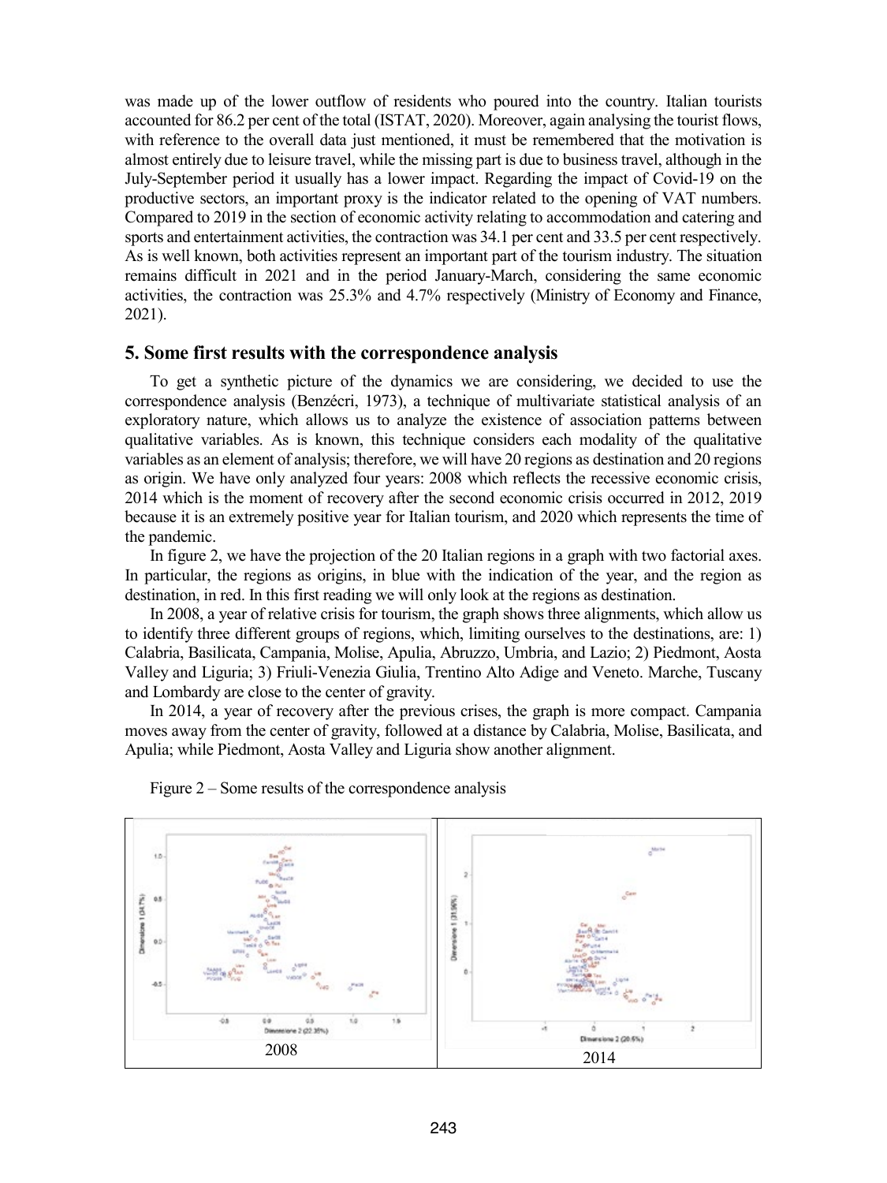was made up of the lower outflow of residents who poured into the country. Italian tourists accounted for 86.2 per cent of the total (ISTAT, 2020). Moreover, again analysing the tourist flows, with reference to the overall data just mentioned, it must be remembered that the motivation is almost entirely due to leisure travel, while the missing part is due to business travel, although in the July-September period it usually has a lower impact. Regarding the impact of Covid-19 on the productive sectors, an important proxy is the indicator related to the opening of VAT numbers. Compared to 2019 in the section of economic activity relating to accommodation and catering and sports and entertainment activities, the contraction was 34.1 per cent and 33.5 per cent respectively. As is well known, both activities represent an important part of the tourism industry. The situation remains difficult in 2021 and in the period January-March, considering the same economic activities, the contraction was 25.3% and 4.7% respectively (Ministry of Economy and Finance, 2021).

## 5. Some first results with the correspondence analysis

To get a synthetic picture of the dynamics we are considering, we decided to use the correspondence analysis (Benzécri, 1973), a technique of multivariate statistical analysis of an exploratory nature, which allows us to analyze the existence of association patterns between qualitative variables. As is known, this technique considers each modality of the qualitative variables as an element of analysis; therefore, we will have 20 regions as destination and 20 regions as origin. We have only analyzed four years: 2008 which reflects the recessive economic crisis, 2014 which is the moment of recovery after the second economic crisis occurred in 2012, 2019 because it is an extremely positive year for Italian tourism, and 2020 which represents the time of the pandemic.

In figure 2, we have the projection of the 20 Italian regions in a graph with two factorial axes. In particular, the regions as origins, in blue with the indication of the year, and the region as destination, in red. In this first reading we will only look at the regions as destination.

In 2008, a year of relative crisis for tourism, the graph shows three alignments, which allow us to identify three different groups of regions, which, limiting ourselves to the destinations, are: 1) Calabria, Basilicata, Campania, Molise, Apulia, Abruzzo, Umbria, and Lazio; 2) Piedmont, Aosta Valley and Liguria; 3) Friuli-Venezia Giulia, Trentino Alto Adige and Veneto. Marche, Tuscany and Lombardy are close to the center of gravity.

In 2014, a year of recovery after the previous crises, the graph is more compact. Campania moves away from the center of gravity, followed at a distance by Calabria, Molise, Basilicata, and Apulia; while Piedmont, Aosta Valley and Liguria show another alignment.

Figure 2 – Some results of the correspondence analysis

| 2008 | 2014 |
|---|---|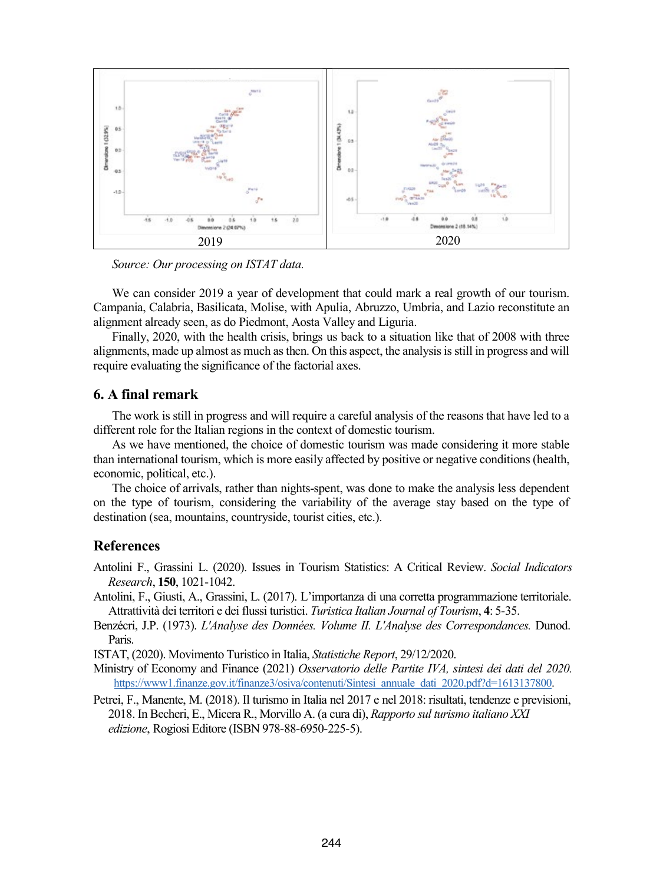2019

2020

*Source: Our processing on ISTAT data.*

We can consider 2019 a year of development that could mark a real growth of our tourism. Campania, Calabria, Basilicata, Molise, with Apulia, Abruzzo, Umbria, and Lazio reconstitute an alignment already seen, as do Piedmont, Aosta Valley and Liguria.

Finally, 2020, with the health crisis, brings us back to a situation like that of 2008 with three alignments, made up almost as much as then. On this aspect, the analysis is still in progress and will require evaluating the significance of the factorial axes.

## 6. A final remark

The work is still in progress and will require a careful analysis of the reasons that have led to a different role for the Italian regions in the context of domestic tourism.

As we have mentioned, the choice of domestic tourism was made considering it more stable than international tourism, which is more easily affected by positive or negative conditions (health, economic, political, etc.).

The choice of arrivals, rather than nights-spent, was done to make the analysis less dependent on the type of tourism, considering the variability of the average stay based on the type of destination (sea, mountains, countryside, tourist cities, etc.).

## References

Antolini F., Grassini L. (2020). Issues in Tourism Statistics: A Critical Review. *Social Indicators Research*, **150**, 1021-1042.

Antolini, F., Giusti, A., Grassini, L. (2017). L'importanza di una corretta programmazione territoriale. Attrattività dei territori e dei flussi turistici. *Turistica Italian Journal of Tourism*, **4**: 5-35.

Benzécri, J.P. (1973). *L'Analyse des Données. Volume II. L'Analyse des Correspondances.* Dunod. Paris.

ISTAT, (2020). Movimento Turistico in Italia, *Statistiche Report*, 29/12/2020.

Ministry of Economy and Finance (2021) *Osservatorio delle Partite IVA, sintesi dei dati del 2020.* https://www1.finanze.gov.it/finanze3/osiva/contenuti/Sintesi_annuale_dati_2020.pdf?d=1613137800.

Petrei, F., Manente, M. (2018). Il turismo in Italia nel 2017 e nel 2018: risultati, tendenze e previsioni, 2018. In Becheri, E., Micera R., Morvillo A. (a cura di), *Rapporto sul turismo italiano XXI edizione*, Rogiosi Editore (ISBN 978-88-6950-225-5).